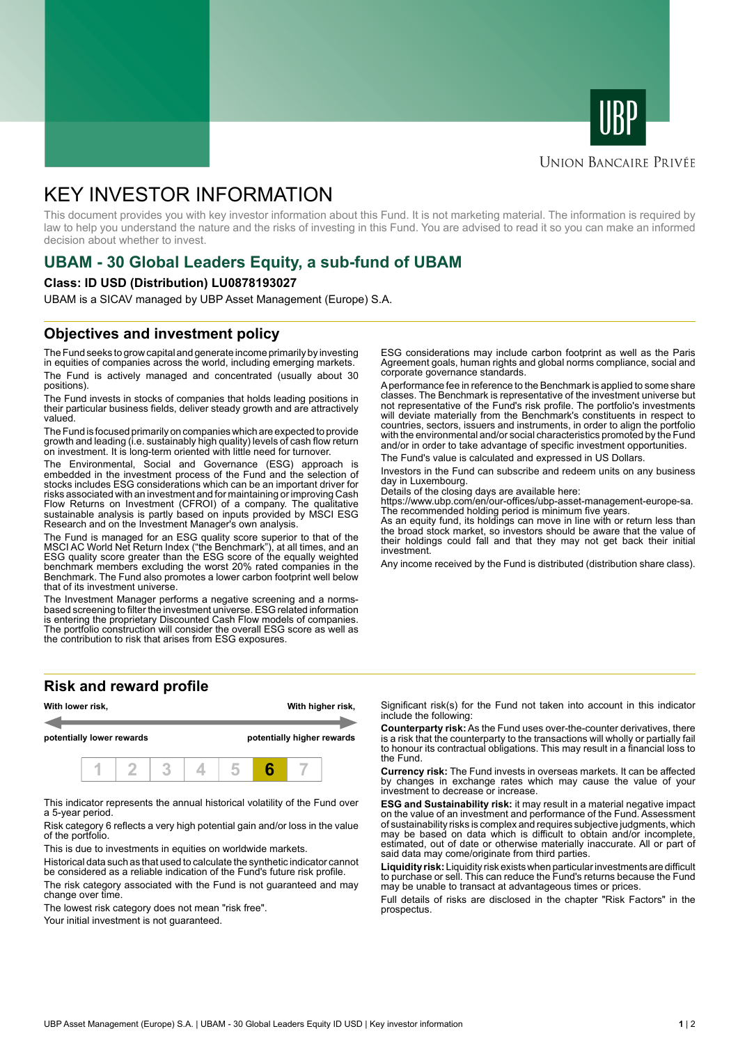UBP

UNION BANCAIRE PRIVÉE

# KEY INVESTOR INFORMATION

This document provides you with key investor information about this Fund. It is not marketing material. The information is required by law to help you understand the nature and the risks of investing in this Fund. You are advised to read it so you can make an informed decision about whether to invest.

## UBAM - 30 Global Leaders Equity, a sub-fund of UBAM

**Class: ID USD (Distribution) LU0878193027**

UBAM is a SICAV managed by UBP Asset Management (Europe) S.A.

## Objectives and investment policy

The Fund seeks to grow capital and generate income primarily by investing in equities of companies across the world, including emerging markets.

The Fund is actively managed and concentrated (usually about 30 positions).

The Fund invests in stocks of companies that holds leading positions in their particular business fields, deliver steady growth and are attractively valued.

The Fund is focused primarily on companies which are expected to provide growth and leading (i.e. sustainably high quality) levels of cash flow return on investment. It is long-term oriented with little need for turnover.

The Environmental, Social and Governance (ESG) approach is embedded in the investment process of the Fund and the selection of stocks includes ESG considerations which can be an important driver for risks associated with an investment and for maintaining or improving Cash Flow Returns on Investment (CFROI) of a company. The qualitative sustainable analysis is partly based on inputs provided by MSCI ESG Research and on the Investment Manager's own analysis.

The Fund is managed for an ESG quality score superior to that of the MSCI AC World Net Return Index ("the Benchmark"), at all times, and an ESG quality score greater than the ESG score of the equally weighted benchmark members excluding the worst 20% rated companies in the Benchmark. The Fund also promotes a lower carbon footprint well below that of its investment universe.

The Investment Manager performs a negative screening and a norms-based screening to filter the investment universe. ESG related information is entering the proprietary Discounted Cash Flow models of companies. The portfolio construction will consider the overall ESG score as well as the contribution to risk that arises from ESG exposures.

ESG considerations may include carbon footprint as well as the Paris Agreement goals, human rights and global norms compliance, social and corporate governance standards.

A performance fee in reference to the Benchmark is applied to some share classes. The Benchmark is representative of the investment universe but not representative of the Fund's risk profile. The portfolio's investments will deviate materially from the Benchmark's constituents in respect to countries, sectors, issuers and instruments, in order to align the portfolio with the environmental and/or social characteristics promoted by the Fund and/or in order to take advantage of specific investment opportunities.

The Fund's value is calculated and expressed in US Dollars.

Investors in the Fund can subscribe and redeem units on any business day in Luxembourg.

Details of the closing days are available here:
https://www.ubp.com/en/our-offices/ubp-asset-management-europe-sa.

The recommended holding period is minimum five years.

As an equity fund, its holdings can move in line with or return less than the broad stock market, so investors should be aware that the value of their holdings could fall and that they may not get back their initial investment.

Any income received by the Fund is distributed (distribution share class).

## Risk and reward profile

**With lower risk,** — **With higher risk,**

**potentially lower rewards** — **potentially higher rewards**

| 1 | 2 | 3 | 4 | 5 | **6** | 7 |
|---|---|---|---|---|---|---|

This indicator represents the annual historical volatility of the Fund over a 5-year period.

Risk category 6 reflects a very high potential gain and/or loss in the value of the portfolio.

This is due to investments in equities on worldwide markets.

Historical data such as that used to calculate the synthetic indicator cannot be considered as a reliable indication of the Fund's future risk profile.

The risk category associated with the Fund is not guaranteed and may change over time.

The lowest risk category does not mean "risk free".

Your initial investment is not guaranteed.

Significant risk(s) for the Fund not taken into account in this indicator include the following:

**Counterparty risk:** As the Fund uses over-the-counter derivatives, there is a risk that the counterparty to the transactions will wholly or partially fail to honour its contractual obligations. This may result in a financial loss to the Fund.

**Currency risk:** The Fund invests in overseas markets. It can be affected by changes in exchange rates which may cause the value of your investment to decrease or increase.

**ESG and Sustainability risk:** it may result in a material negative impact on the value of an investment and performance of the Fund. Assessment of sustainability risks is complex and requires subjective judgments, which may be based on data which is difficult to obtain and/or incomplete, estimated, out of date or otherwise materially inaccurate. All or part of said data may come/originate from third parties.

**Liquidity risk:** Liquidity risk exists when particular investments are difficult to purchase or sell. This can reduce the Fund's returns because the Fund may be unable to transact at advantageous times or prices.

Full details of risks are disclosed in the chapter "Risk Factors" in the prospectus.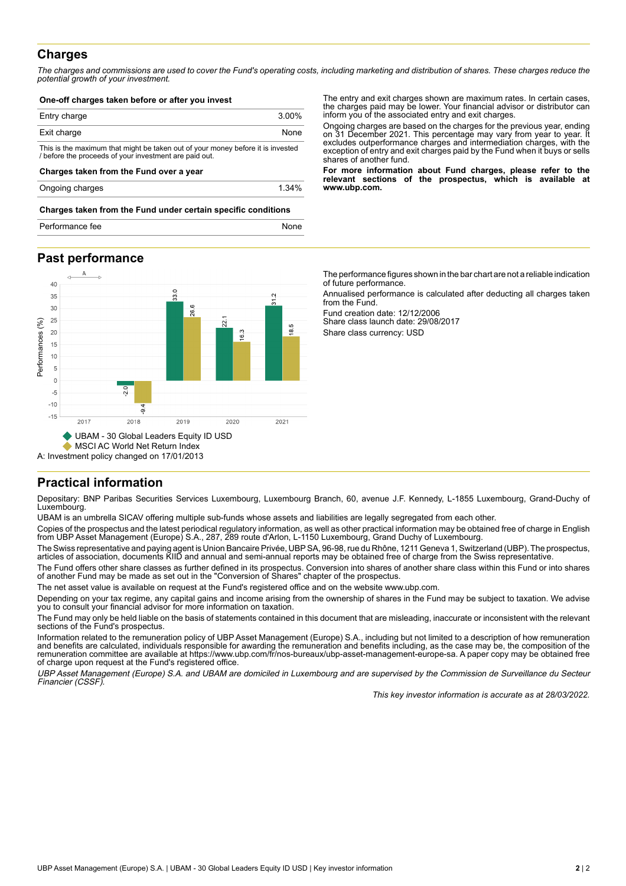## Charges

*The charges and commissions are used to cover the Fund's operating costs, including marketing and distribution of shares. These charges reduce the potential growth of your investment.*

| **One-off charges taken before or after you invest** | |
|---|---|
| Entry charge | 3.00% |
| Exit charge | None |

This is the maximum that might be taken out of your money before it is invested / before the proceeds of your investment are paid out.

| **Charges taken from the Fund over a year** | |
|---|---|
| Ongoing charges | 1.34% |

| **Charges taken from the Fund under certain specific conditions** | |
|---|---|
| Performance fee | None |

The entry and exit charges shown are maximum rates. In certain cases, the charges paid may be lower. Your financial advisor or distributor can inform you of the associated entry and exit charges.

Ongoing charges are based on the charges for the previous year, ending on 31 December 2021. This percentage may vary from year to year. It excludes outperformance charges and intermediation charges, with the exception of entry and exit charges paid by the Fund when it buys or sells shares of another fund.

**For more information about Fund charges, please refer to the relevant sections of the prospectus, which is available at www.ubp.com.**

## Past performance

A

Performances (%)

40, 35, 30, 25, 20, 15, 10, 5, 0, -5, -10, -15

2017, 2018, 2019, 2020, 2021

-2.0, -9.4, 33.0, 26.6, 22.1, 16.3, 31.2, 18.5

UBAM - 30 Global Leaders Equity ID USD

MSCI AC World Net Return Index

A: Investment policy changed on 17/01/2013

The performance figures shown in the bar chart are not a reliable indication of future performance.

Annualised performance is calculated after deducting all charges taken from the Fund.

Fund creation date: 12/12/2006
Share class launch date: 29/08/2017
Share class currency: USD

## Practical information

Depositary: BNP Paribas Securities Services Luxembourg, Luxembourg Branch, 60, avenue J.F. Kennedy, L-1855 Luxembourg, Grand-Duchy of Luxembourg.

UBAM is an umbrella SICAV offering multiple sub-funds whose assets and liabilities are legally segregated from each other.

Copies of the prospectus and the latest periodical regulatory information, as well as other practical information may be obtained free of charge in English from UBP Asset Management (Europe) S.A., 287, 289 route d'Arlon, L-1150 Luxembourg, Grand Duchy of Luxembourg.

The Swiss representative and paying agent is Union Bancaire Privée, UBP SA, 96-98, rue du Rhône, 1211 Geneva 1, Switzerland (UBP). The prospectus, articles of association, documents KIID and annual and semi-annual reports may be obtained free of charge from the Swiss representative.

The Fund offers other share classes as further defined in its prospectus. Conversion into shares of another share class within this Fund or into shares of another Fund may be made as set out in the "Conversion of Shares" chapter of the prospectus.

The net asset value is available on request at the Fund's registered office and on the website www.ubp.com.

Depending on your tax regime, any capital gains and income arising from the ownership of shares in the Fund may be subject to taxation. We advise you to consult your financial advisor for more information on taxation.

The Fund may only be held liable on the basis of statements contained in this document that are misleading, inaccurate or inconsistent with the relevant sections of the Fund's prospectus.

Information related to the remuneration policy of UBP Asset Management (Europe) S.A., including but not limited to a description of how remuneration and benefits are calculated, individuals responsible for awarding the remuneration and benefits including, as the case may be, the composition of the remuneration committee are available at https://www.ubp.com/fr/nos-bureaux/ubp-asset-management-europe-sa. A paper copy may be obtained free of charge upon request at the Fund's registered office.

*UBP Asset Management (Europe) S.A. and UBAM are domiciled in Luxembourg and are supervised by the Commission de Surveillance du Secteur Financier (CSSF).*

*This key investor information is accurate as at 28/03/2022.*